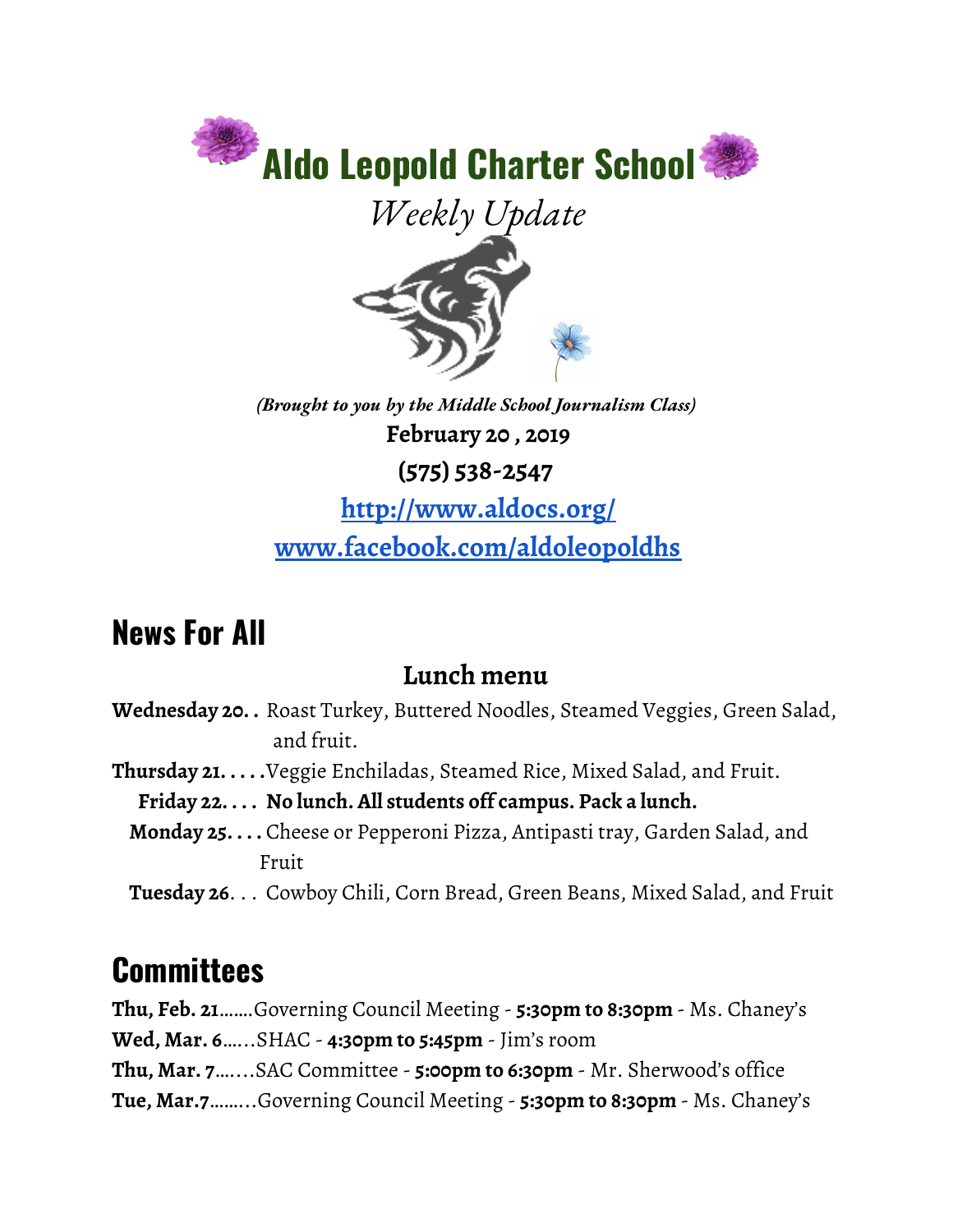# Aldo Leopold Charter School

*Weekly Update*

***(Brought to you by the Middle School Journalism Class)***

**February 20 , 2019**

**(575) 538-2547**

**http://www.aldocs.org/**

**www.facebook.com/aldoleopoldhs**

## News For All

### Lunch menu

**Wednesday 20. .** Roast Turkey, Buttered Noodles, Steamed Veggies, Green Salad, and fruit.

**Thursday 21. . . . .**Veggie Enchiladas, Steamed Rice, Mixed Salad, and Fruit.

**Friday 22. . . . No lunch. All students off campus. Pack a lunch.**

**Monday 25. . . .** Cheese or Pepperoni Pizza, Antipasti tray, Garden Salad, and Fruit

**Tuesday 26**. . . Cowboy Chili, Corn Bread, Green Beans, Mixed Salad, and Fruit

## Committees

**Thu, Feb. 21**.......Governing Council Meeting - **5:30pm to 8:30pm** - Ms. Chaney's

**Wed, Mar. 6**......SHAC - **4:30pm to 5:45pm** - Jim's room

**Thu, Mar. 7**.......SAC Committee - **5:00pm to 6:30pm** - Mr. Sherwood's office

**Tue, Mar.7**........Governing Council Meeting - **5:30pm to 8:30pm** - Ms. Chaney's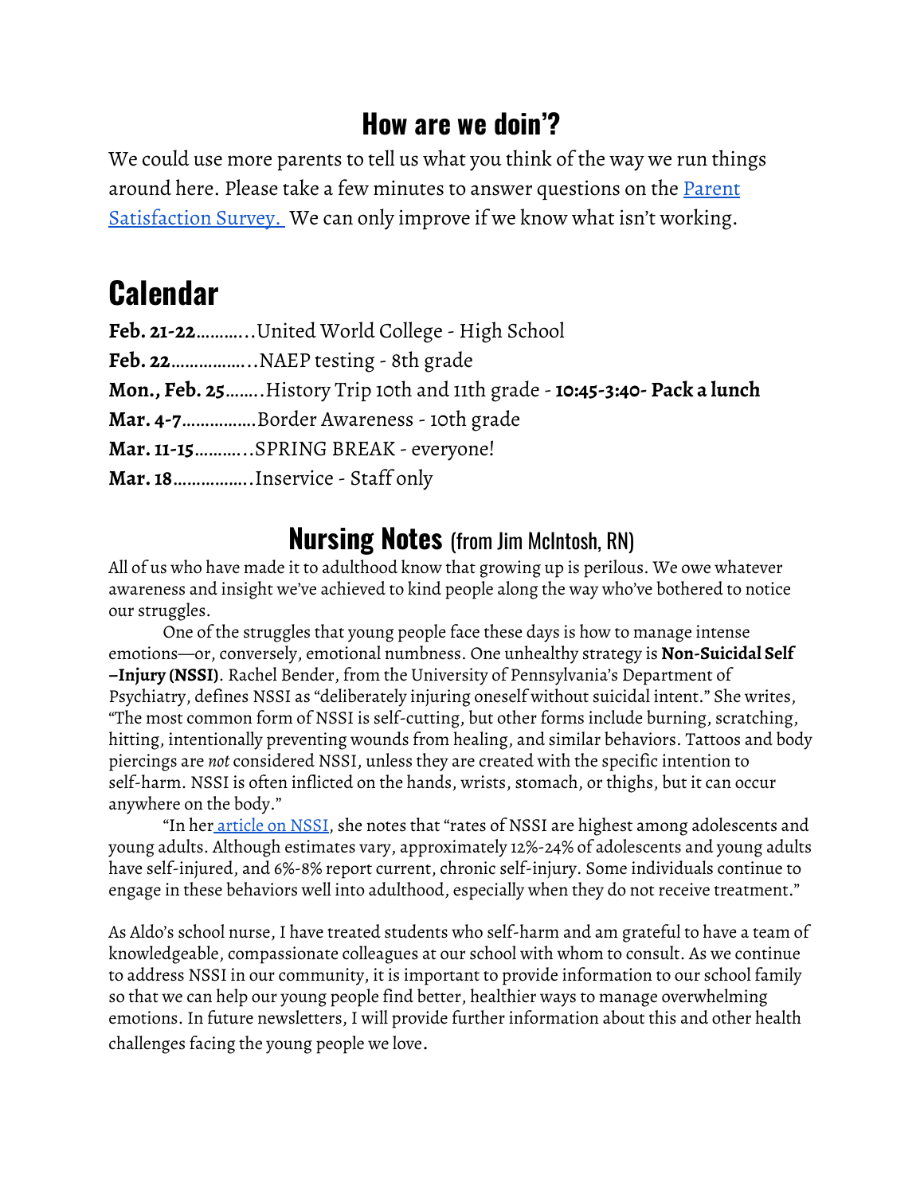## How are we doin'?

We could use more parents to tell us what you think of the way we run things around here. Please take a few minutes to answer questions on the [Parent Satisfaction Survey.](#) We can only improve if we know what isn't working.

# Calendar

**Feb. 21-22**...........United World College - High School
**Feb. 22**.................NAEP testing - 8th grade
**Mon., Feb. 25**........History Trip 10th and 11th grade - **10:45-3:40- Pack a lunch**
**Mar. 4-7**................Border Awareness - 10th grade
**Mar. 11-15**...........SPRING BREAK - everyone!
**Mar. 18**.................Inservice - Staff only

## Nursing Notes (from Jim McIntosh, RN)

All of us who have made it to adulthood know that growing up is perilous. We owe whatever awareness and insight we've achieved to kind people along the way who've bothered to notice our struggles.

One of the struggles that young people face these days is how to manage intense emotions—or, conversely, emotional numbness. One unhealthy strategy is **Non-Suicidal Self –Injury (NSSI)**. Rachel Bender, from the University of Pennsylvania's Department of Psychiatry, defines NSSI as "deliberately injuring oneself without suicidal intent." She writes, "The most common form of NSSI is self-cutting, but other forms include burning, scratching, hitting, intentionally preventing wounds from healing, and similar behaviors. Tattoos and body piercings are *not* considered NSSI, unless they are created with the specific intention to self-harm. NSSI is often inflicted on the hands, wrists, stomach, or thighs, but it can occur anywhere on the body."

"In her [article on NSSI](#), she notes that "rates of NSSI are highest among adolescents and young adults. Although estimates vary, approximately 12%-24% of adolescents and young adults have self-injured, and 6%-8% report current, chronic self-injury. Some individuals continue to engage in these behaviors well into adulthood, especially when they do not receive treatment."

As Aldo's school nurse, I have treated students who self-harm and am grateful to have a team of knowledgeable, compassionate colleagues at our school with whom to consult. As we continue to address NSSI in our community, it is important to provide information to our school family so that we can help our young people find better, healthier ways to manage overwhelming emotions. In future newsletters, I will provide further information about this and other health challenges facing the young people we love.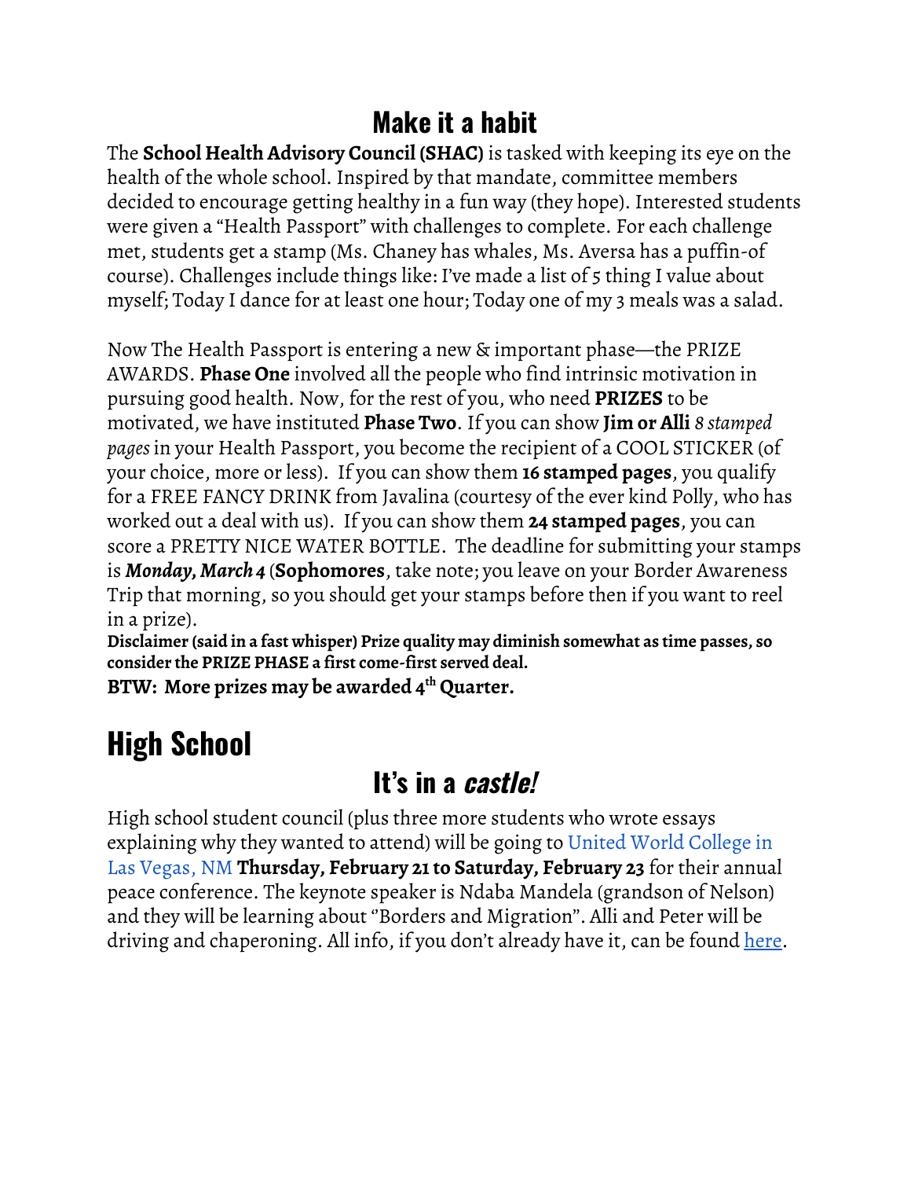## Make it a habit

The **School Health Advisory Council (SHAC)** is tasked with keeping its eye on the health of the whole school. Inspired by that mandate, committee members decided to encourage getting healthy in a fun way (they hope). Interested students were given a "Health Passport" with challenges to complete. For each challenge met, students get a stamp (Ms. Chaney has whales, Ms. Aversa has a puffin-of course). Challenges include things like: I've made a list of 5 thing I value about myself; Today I dance for at least one hour; Today one of my 3 meals was a salad.

Now The Health Passport is entering a new & important phase—the PRIZE AWARDS. **Phase One** involved all the people who find intrinsic motivation in pursuing good health. Now, for the rest of you, who need **PRIZES** to be motivated, we have instituted **Phase Two**. If you can show **Jim or Alli** *8 stamped pages* in your Health Passport, you become the recipient of a COOL STICKER (of your choice, more or less). If you can show them **16 stamped pages**, you qualify for a FREE FANCY DRINK from Javalina (courtesy of the ever kind Polly, who has worked out a deal with us). If you can show them **24 stamped pages**, you can score a PRETTY NICE WATER BOTTLE. The deadline for submitting your stamps is ***Monday, March 4*** (**Sophomores**, take note; you leave on your Border Awareness Trip that morning, so you should get your stamps before then if you want to reel in a prize).

**Disclaimer (said in a fast whisper) Prize quality may diminish somewhat as time passes, so consider the PRIZE PHASE a first come-first served deal.**

**BTW: More prizes may be awarded 4th Quarter.**

# High School

## It's in a *castle!*

High school student council (plus three more students who wrote essays explaining why they wanted to attend) will be going to United World College in Las Vegas, NM **Thursday, February 21 to Saturday, February 23** for their annual peace conference. The keynote speaker is Ndaba Mandela (grandson of Nelson) and they will be learning about "Borders and Migration". Alli and Peter will be driving and chaperoning. All info, if you don't already have it, can be found here.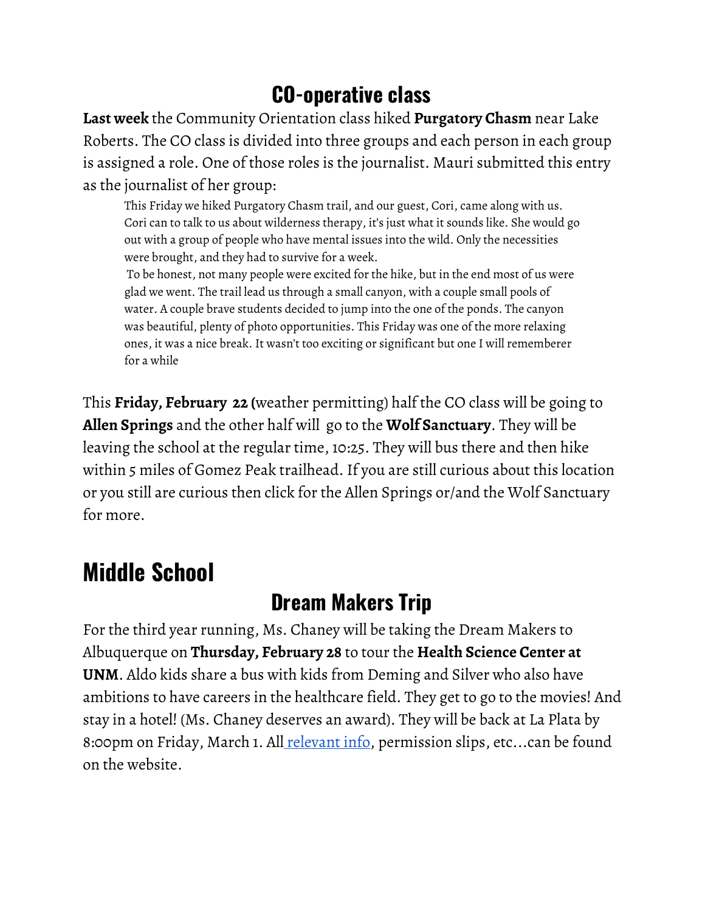## CO-operative class

**Last week** the Community Orientation class hiked **Purgatory Chasm** near Lake Roberts. The CO class is divided into three groups and each person in each group is assigned a role. One of those roles is the journalist. Mauri submitted this entry as the journalist of her group:

> This Friday we hiked Purgatory Chasm trail, and our guest, Cori, came along with us. Cori can to talk to us about wilderness therapy, it's just what it sounds like. She would go out with a group of people who have mental issues into the wild. Only the necessities were brought, and they had to survive for a week.
>
> To be honest, not many people were excited for the hike, but in the end most of us were glad we went. The trail lead us through a small canyon, with a couple small pools of water. A couple brave students decided to jump into the one of the ponds. The canyon was beautiful, plenty of photo opportunities. This Friday was one of the more relaxing ones, it was a nice break. It wasn't too exciting or significant but one I will rememberer for a while

This **Friday, February 22 (**weather permitting) half the CO class will be going to **Allen Springs** and the other half will go to the **Wolf Sanctuary**. They will be leaving the school at the regular time, 10:25. They will bus there and then hike within 5 miles of Gomez Peak trailhead. If you are still curious about this location or you still are curious then click for the Allen Springs or/and the Wolf Sanctuary for more.

# Middle School

## Dream Makers Trip

For the third year running, Ms. Chaney will be taking the Dream Makers to Albuquerque on **Thursday, February 28** to tour the **Health Science Center at UNM**. Aldo kids share a bus with kids from Deming and Silver who also have ambitions to have careers in the healthcare field. They get to go to the movies! And stay in a hotel! (Ms. Chaney deserves an award). They will be back at La Plata by 8:00pm on Friday, March 1. All relevant info, permission slips, etc…can be found on the website.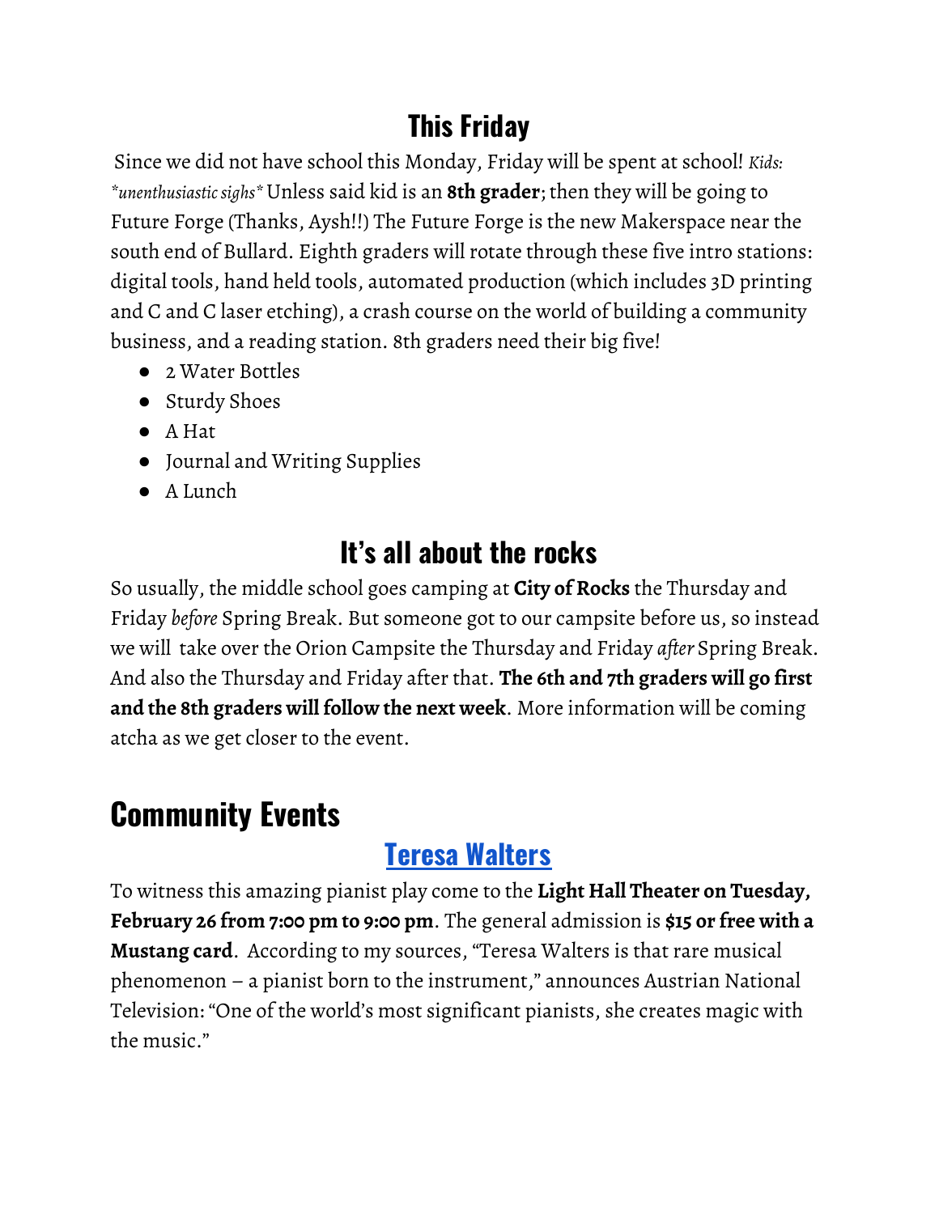## This Friday

Since we did not have school this Monday, Friday will be spent at school! *Kids: *unenthusiastic sighs** Unless said kid is an **8th grader**; then they will be going to Future Forge (Thanks, Aysh!!) The Future Forge is the new Makerspace near the south end of Bullard. Eighth graders will rotate through these five intro stations: digital tools, hand held tools, automated production (which includes 3D printing and C and C laser etching), a crash course on the world of building a community business, and a reading station. 8th graders need their big five!

- 2 Water Bottles
- Sturdy Shoes
- A Hat
- Journal and Writing Supplies
- A Lunch

## It's all about the rocks

So usually, the middle school goes camping at **City of Rocks** the Thursday and Friday *before* Spring Break. But someone got to our campsite before us, so instead we will take over the Orion Campsite the Thursday and Friday *after* Spring Break. And also the Thursday and Friday after that. **The 6th and 7th graders will go first and the 8th graders will follow the next week**. More information will be coming atcha as we get closer to the event.

# Community Events

## Teresa Walters

To witness this amazing pianist play come to the **Light Hall Theater on Tuesday, February 26 from 7:00 pm to 9:00 pm**. The general admission is **$15 or free with a Mustang card**. According to my sources, "Teresa Walters is that rare musical phenomenon – a pianist born to the instrument," announces Austrian National Television: "One of the world's most significant pianists, she creates magic with the music."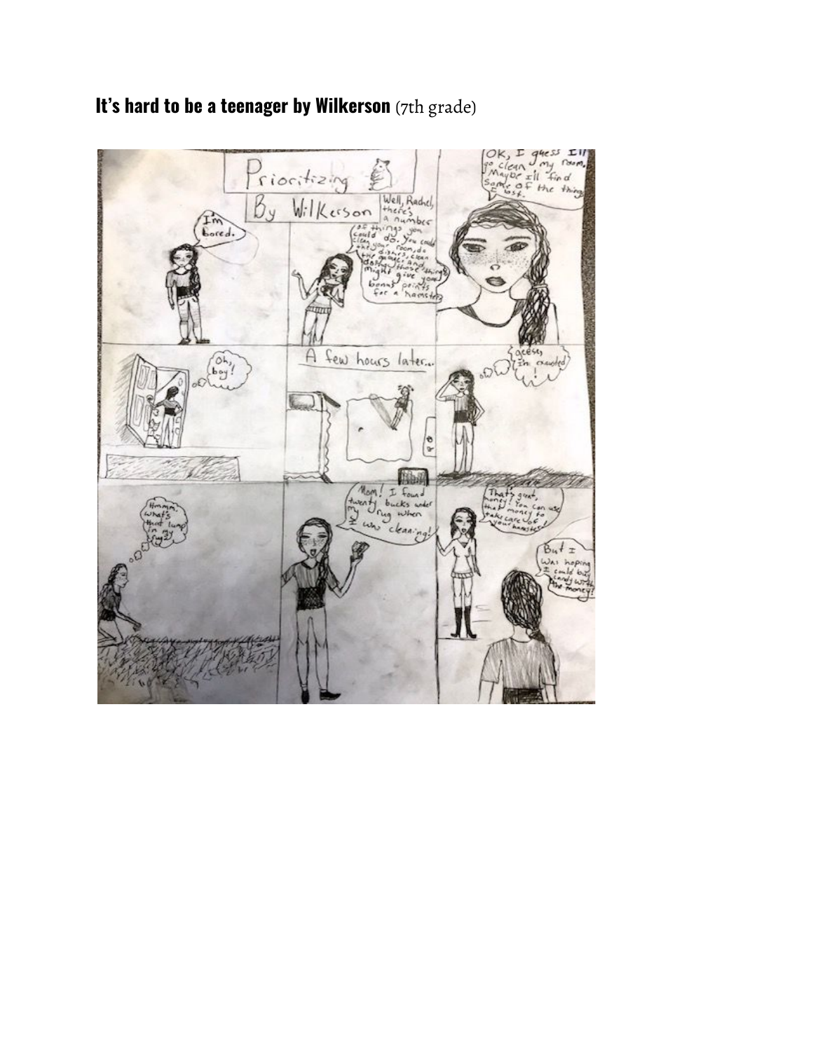**It's hard to be a teenager by Wilkerson** (7th grade)